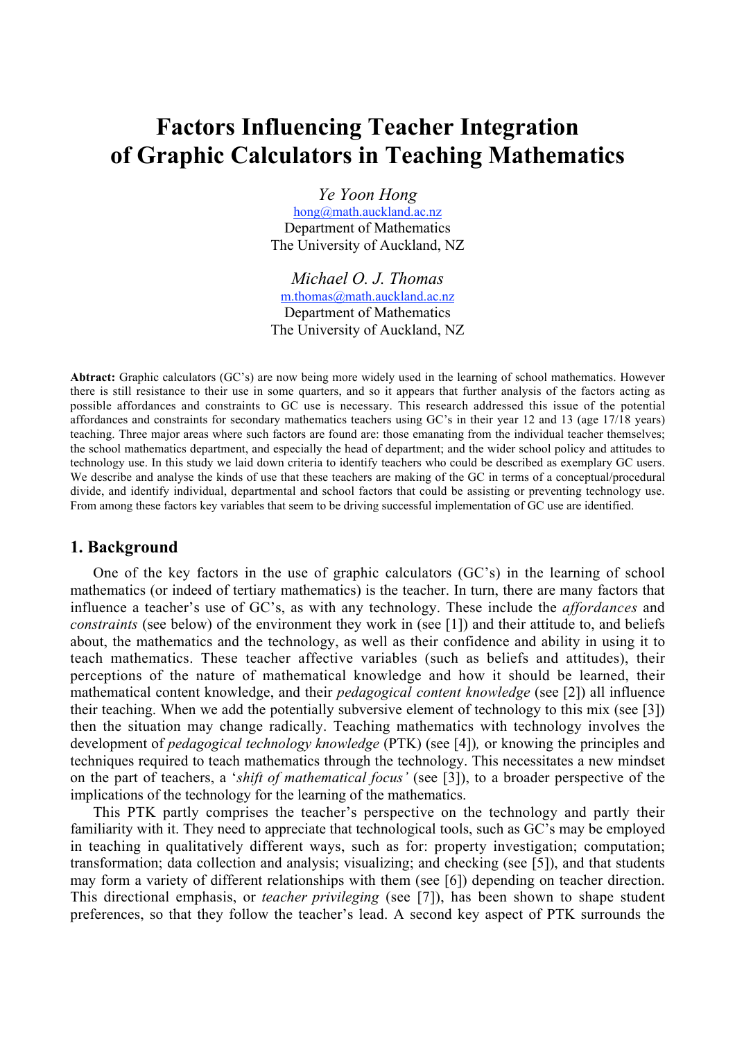# Factors Influencing Teacher Integration of Graphic Calculators in Teaching Mathematics

*Ye Yoon Hong*
hong@math.auckland.ac.nz
Department of Mathematics
The University of Auckland, NZ

*Michael O. J. Thomas*
m.thomas@math.auckland.ac.nz
Department of Mathematics
The University of Auckland, NZ

**Abtract:** Graphic calculators (GC's) are now being more widely used in the learning of school mathematics. However there is still resistance to their use in some quarters, and so it appears that further analysis of the factors acting as possible affordances and constraints to GC use is necessary. This research addressed this issue of the potential affordances and constraints for secondary mathematics teachers using GC's in their year 12 and 13 (age 17/18 years) teaching. Three major areas where such factors are found are: those emanating from the individual teacher themselves; the school mathematics department, and especially the head of department; and the wider school policy and attitudes to technology use. In this study we laid down criteria to identify teachers who could be described as exemplary GC users. We describe and analyse the kinds of use that these teachers are making of the GC in terms of a conceptual/procedural divide, and identify individual, departmental and school factors that could be assisting or preventing technology use. From among these factors key variables that seem to be driving successful implementation of GC use are identified.

## 1. Background

One of the key factors in the use of graphic calculators (GC's) in the learning of school mathematics (or indeed of tertiary mathematics) is the teacher. In turn, there are many factors that influence a teacher's use of GC's, as with any technology. These include the *affordances* and *constraints* (see below) of the environment they work in (see [1]) and their attitude to, and beliefs about, the mathematics and the technology, as well as their confidence and ability in using it to teach mathematics. These teacher affective variables (such as beliefs and attitudes), their perceptions of the nature of mathematical knowledge and how it should be learned, their mathematical content knowledge, and their *pedagogical content knowledge* (see [2]) all influence their teaching. When we add the potentially subversive element of technology to this mix (see [3]) then the situation may change radically. Teaching mathematics with technology involves the development of *pedagogical technology knowledge* (PTK) (see [4])*,* or knowing the principles and techniques required to teach mathematics through the technology. This necessitates a new mindset on the part of teachers, a '*shift of mathematical focus'* (see [3]), to a broader perspective of the implications of the technology for the learning of the mathematics.

This PTK partly comprises the teacher's perspective on the technology and partly their familiarity with it. They need to appreciate that technological tools, such as GC's may be employed in teaching in qualitatively different ways, such as for: property investigation; computation; transformation; data collection and analysis; visualizing; and checking (see [5]), and that students may form a variety of different relationships with them (see [6]) depending on teacher direction. This directional emphasis, or *teacher privileging* (see [7]), has been shown to shape student preferences, so that they follow the teacher's lead. A second key aspect of PTK surrounds the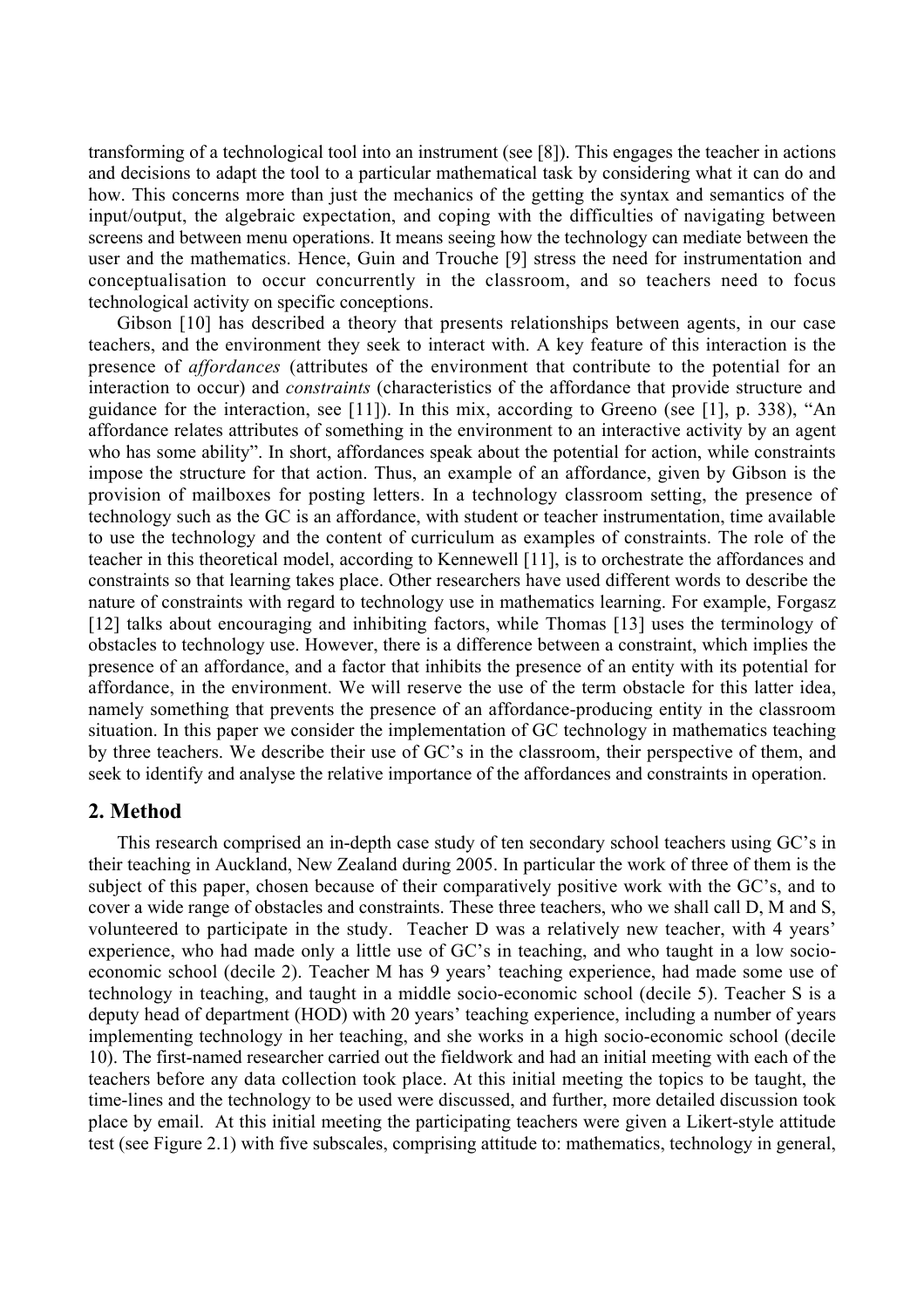transforming of a technological tool into an instrument (see [8]). This engages the teacher in actions and decisions to adapt the tool to a particular mathematical task by considering what it can do and how. This concerns more than just the mechanics of the getting the syntax and semantics of the input/output, the algebraic expectation, and coping with the difficulties of navigating between screens and between menu operations. It means seeing how the technology can mediate between the user and the mathematics. Hence, Guin and Trouche [9] stress the need for instrumentation and conceptualisation to occur concurrently in the classroom, and so teachers need to focus technological activity on specific conceptions.

Gibson [10] has described a theory that presents relationships between agents, in our case teachers, and the environment they seek to interact with. A key feature of this interaction is the presence of *affordances* (attributes of the environment that contribute to the potential for an interaction to occur) and *constraints* (characteristics of the affordance that provide structure and guidance for the interaction, see [11]). In this mix, according to Greeno (see [1], p. 338), "An affordance relates attributes of something in the environment to an interactive activity by an agent who has some ability". In short, affordances speak about the potential for action, while constraints impose the structure for that action. Thus, an example of an affordance, given by Gibson is the provision of mailboxes for posting letters. In a technology classroom setting, the presence of technology such as the GC is an affordance, with student or teacher instrumentation, time available to use the technology and the content of curriculum as examples of constraints. The role of the teacher in this theoretical model, according to Kennewell [11], is to orchestrate the affordances and constraints so that learning takes place. Other researchers have used different words to describe the nature of constraints with regard to technology use in mathematics learning. For example, Forgasz [12] talks about encouraging and inhibiting factors, while Thomas [13] uses the terminology of obstacles to technology use. However, there is a difference between a constraint, which implies the presence of an affordance, and a factor that inhibits the presence of an entity with its potential for affordance, in the environment. We will reserve the use of the term obstacle for this latter idea, namely something that prevents the presence of an affordance-producing entity in the classroom situation. In this paper we consider the implementation of GC technology in mathematics teaching by three teachers. We describe their use of GC's in the classroom, their perspective of them, and seek to identify and analyse the relative importance of the affordances and constraints in operation.

## 2. Method

This research comprised an in-depth case study of ten secondary school teachers using GC's in their teaching in Auckland, New Zealand during 2005. In particular the work of three of them is the subject of this paper, chosen because of their comparatively positive work with the GC's, and to cover a wide range of obstacles and constraints. These three teachers, who we shall call D, M and S, volunteered to participate in the study. Teacher D was a relatively new teacher, with 4 years' experience, who had made only a little use of GC's in teaching, and who taught in a low socio-economic school (decile 2). Teacher M has 9 years' teaching experience, had made some use of technology in teaching, and taught in a middle socio-economic school (decile 5). Teacher S is a deputy head of department (HOD) with 20 years' teaching experience, including a number of years implementing technology in her teaching, and she works in a high socio-economic school (decile 10). The first-named researcher carried out the fieldwork and had an initial meeting with each of the teachers before any data collection took place. At this initial meeting the topics to be taught, the time-lines and the technology to be used were discussed, and further, more detailed discussion took place by email. At this initial meeting the participating teachers were given a Likert-style attitude test (see Figure 2.1) with five subscales, comprising attitude to: mathematics, technology in general,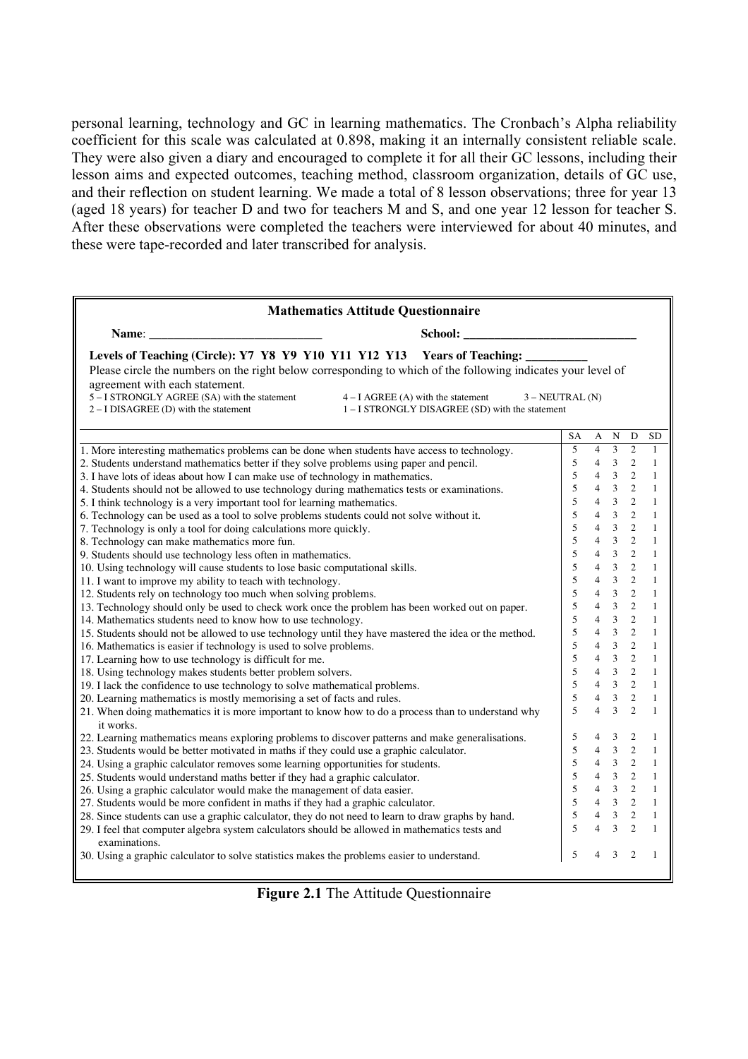personal learning, technology and GC in learning mathematics. The Cronbach's Alpha reliability coefficient for this scale was calculated at 0.898, making it an internally consistent reliable scale. They were also given a diary and encouraged to complete it for all their GC lessons, including their lesson aims and expected outcomes, teaching method, classroom organization, details of GC use, and their reflection on student learning. We made a total of 8 lesson observations; three for year 13 (aged 18 years) for teacher D and two for teachers M and S, and one year 12 lesson for teacher S. After these observations were completed the teachers were interviewed for about 40 minutes, and these were tape-recorded and later transcribed for analysis.

**Mathematics Attitude Questionnaire**

**Name**: ____________________________ **School: ____________________________**

**Levels of Teaching (Circle): Y7 Y8 Y9 Y10 Y11 Y12 Y13 Years of Teaching: __________**

Please circle the numbers on the right below corresponding to which of the following indicates your level of agreement with each statement.

5 – I STRONGLY AGREE (SA) with the statement
4 – I AGREE (A) with the statement
3 – NEUTRAL (N)
2 – I DISAGREE (D) with the statement
1 – I STRONGLY DISAGREE (SD) with the statement

| | SA | A | N | D | SD |
|---|---|---|---|---|---|
| 1. More interesting mathematics problems can be done when students have access to technology. | 5 | 4 | 3 | 2 | 1 |
| 2. Students understand mathematics better if they solve problems using paper and pencil. | 5 | 4 | 3 | 2 | 1 |
| 3. I have lots of ideas about how I can make use of technology in mathematics. | 5 | 4 | 3 | 2 | 1 |
| 4. Students should not be allowed to use technology during mathematics tests or examinations. | 5 | 4 | 3 | 2 | 1 |
| 5. I think technology is a very important tool for learning mathematics. | 5 | 4 | 3 | 2 | 1 |
| 6. Technology can be used as a tool to solve problems students could not solve without it. | 5 | 4 | 3 | 2 | 1 |
| 7. Technology is only a tool for doing calculations more quickly. | 5 | 4 | 3 | 2 | 1 |
| 8. Technology can make mathematics more fun. | 5 | 4 | 3 | 2 | 1 |
| 9. Students should use technology less often in mathematics. | 5 | 4 | 3 | 2 | 1 |
| 10. Using technology will cause students to lose basic computational skills. | 5 | 4 | 3 | 2 | 1 |
| 11. I want to improve my ability to teach with technology. | 5 | 4 | 3 | 2 | 1 |
| 12. Students rely on technology too much when solving problems. | 5 | 4 | 3 | 2 | 1 |
| 13. Technology should only be used to check work once the problem has been worked out on paper. | 5 | 4 | 3 | 2 | 1 |
| 14. Mathematics students need to know how to use technology. | 5 | 4 | 3 | 2 | 1 |
| 15. Students should not be allowed to use technology until they have mastered the idea or the method. | 5 | 4 | 3 | 2 | 1 |
| 16. Mathematics is easier if technology is used to solve problems. | 5 | 4 | 3 | 2 | 1 |
| 17. Learning how to use technology is difficult for me. | 5 | 4 | 3 | 2 | 1 |
| 18. Using technology makes students better problem solvers. | 5 | 4 | 3 | 2 | 1 |
| 19. I lack the confidence to use technology to solve mathematical problems. | 5 | 4 | 3 | 2 | 1 |
| 20. Learning mathematics is mostly memorising a set of facts and rules. | 5 | 4 | 3 | 2 | 1 |
| 21. When doing mathematics it is more important to know how to do a process than to understand why it works. | 5 | 4 | 3 | 2 | 1 |
| 22. Learning mathematics means exploring problems to discover patterns and make generalisations. | 5 | 4 | 3 | 2 | 1 |
| 23. Students would be better motivated in maths if they could use a graphic calculator. | 5 | 4 | 3 | 2 | 1 |
| 24. Using a graphic calculator removes some learning opportunities for students. | 5 | 4 | 3 | 2 | 1 |
| 25. Students would understand maths better if they had a graphic calculator. | 5 | 4 | 3 | 2 | 1 |
| 26. Using a graphic calculator would make the management of data easier. | 5 | 4 | 3 | 2 | 1 |
| 27. Students would be more confident in maths if they had a graphic calculator. | 5 | 4 | 3 | 2 | 1 |
| 28. Since students can use a graphic calculator, they do not need to learn to draw graphs by hand. | 5 | 4 | 3 | 2 | 1 |
| 29. I feel that computer algebra system calculators should be allowed in mathematics tests and examinations. | 5 | 4 | 3 | 2 | 1 |
| 30. Using a graphic calculator to solve statistics makes the problems easier to understand. | 5 | 4 | 3 | 2 | 1 |

**Figure 2.1** The Attitude Questionnaire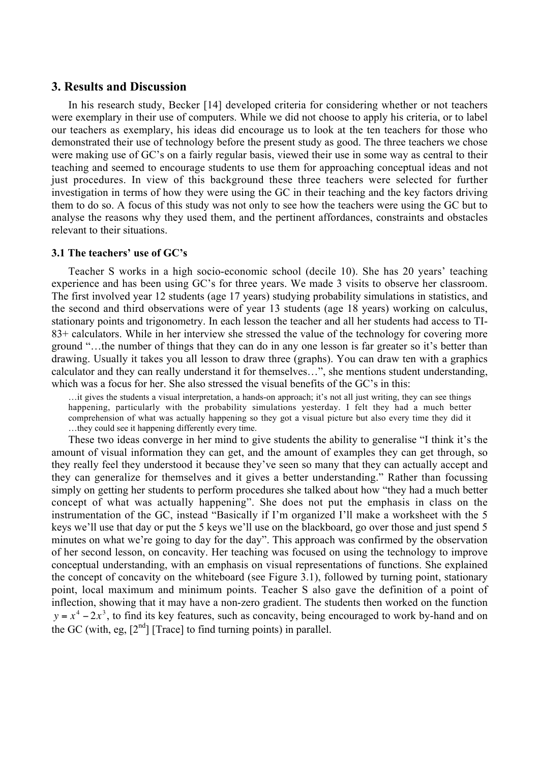## 3. Results and Discussion

In his research study, Becker [14] developed criteria for considering whether or not teachers were exemplary in their use of computers. While we did not choose to apply his criteria, or to label our teachers as exemplary, his ideas did encourage us to look at the ten teachers for those who demonstrated their use of technology before the present study as good. The three teachers we chose were making use of GC's on a fairly regular basis, viewed their use in some way as central to their teaching and seemed to encourage students to use them for approaching conceptual ideas and not just procedures. In view of this background these three teachers were selected for further investigation in terms of how they were using the GC in their teaching and the key factors driving them to do so. A focus of this study was not only to see how the teachers were using the GC but to analyse the reasons why they used them, and the pertinent affordances, constraints and obstacles relevant to their situations.

### 3.1 The teachers' use of GC's

Teacher S works in a high socio-economic school (decile 10). She has 20 years' teaching experience and has been using GC's for three years. We made 3 visits to observe her classroom. The first involved year 12 students (age 17 years) studying probability simulations in statistics, and the second and third observations were of year 13 students (age 18 years) working on calculus, stationary points and trigonometry. In each lesson the teacher and all her students had access to TI-83+ calculators. While in her interview she stressed the value of the technology for covering more ground "…the number of things that they can do in any one lesson is far greater so it's better than drawing. Usually it takes you all lesson to draw three (graphs). You can draw ten with a graphics calculator and they can really understand it for themselves…", she mentions student understanding, which was a focus for her. She also stressed the visual benefits of the GC's in this:

> …it gives the students a visual interpretation, a hands-on approach; it's not all just writing, they can see things happening, particularly with the probability simulations yesterday. I felt they had a much better comprehension of what was actually happening so they got a visual picture but also every time they did it …they could see it happening differently every time.

These two ideas converge in her mind to give students the ability to generalise "I think it's the amount of visual information they can get, and the amount of examples they can get through, so they really feel they understood it because they've seen so many that they can actually accept and they can generalize for themselves and it gives a better understanding." Rather than focussing simply on getting her students to perform procedures she talked about how "they had a much better concept of what was actually happening". She does not put the emphasis in class on the instrumentation of the GC, instead "Basically if I'm organized I'll make a worksheet with the 5 keys we'll use that day or put the 5 keys we'll use on the blackboard, go over those and just spend 5 minutes on what we're going to day for the day". This approach was confirmed by the observation of her second lesson, on concavity. Her teaching was focused on using the technology to improve conceptual understanding, with an emphasis on visual representations of functions. She explained the concept of concavity on the whiteboard (see Figure 3.1), followed by turning point, stationary point, local maximum and minimum points. Teacher S also gave the definition of a point of inflection, showing that it may have a non-zero gradient. The students then worked on the function $y = x^4 - 2x^3$, to find its key features, such as concavity, being encouraged to work by-hand and on the GC (with, eg, [2nd] [Trace] to find turning points) in parallel.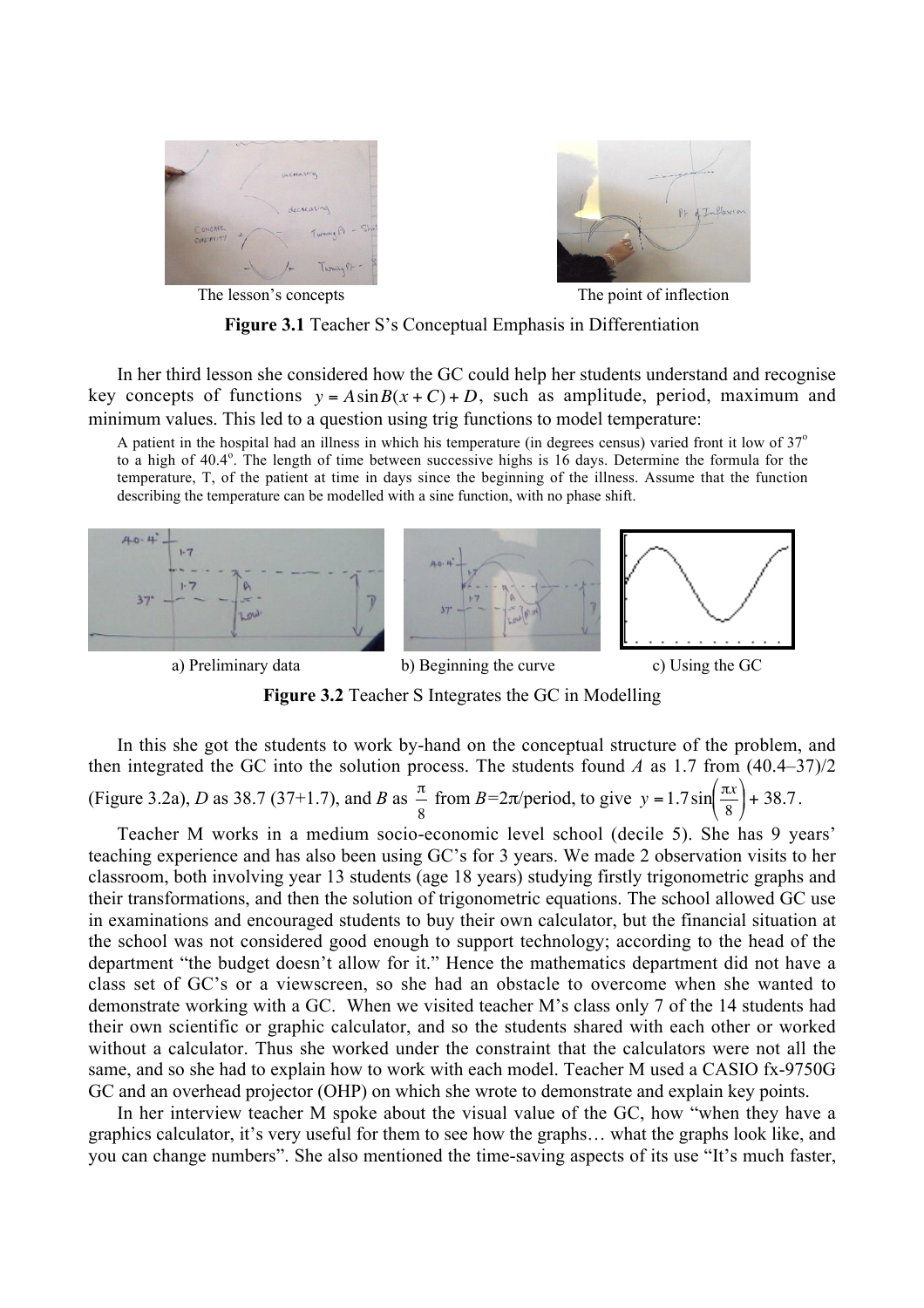The lesson's concepts

The point of inflection

**Figure 3.1** Teacher S's Conceptual Emphasis in Differentiation

In her third lesson she considered how the GC could help her students understand and recognise key concepts of functions $y = A\sin B(x + C) + D$, such as amplitude, period, maximum and minimum values. This led to a question using trig functions to model temperature:

> A patient in the hospital had an illness in which his temperature (in degrees census) varied front it low of 37° to a high of 40.4°. The length of time between successive highs is 16 days. Determine the formula for the temperature, T, of the patient at time in days since the beginning of the illness. Assume that the function describing the temperature can be modelled with a sine function, with no phase shift.

a) Preliminary data

b) Beginning the curve

c) Using the GC

**Figure 3.2** Teacher S Integrates the GC in Modelling

In this she got the students to work by-hand on the conceptual structure of the problem, and then integrated the GC into the solution process. The students found $A$ as 1.7 from (40.4–37)/2 (Figure 3.2a), $D$ as 38.7 (37+1.7), and $B$ as $\frac{\pi}{8}$ from $B$=2π/period, to give $y = 1.7\sin\left(\frac{\pi x}{8}\right) + 38.7$.

Teacher M works in a medium socio-economic level school (decile 5). She has 9 years' teaching experience and has also been using GC's for 3 years. We made 2 observation visits to her classroom, both involving year 13 students (age 18 years) studying firstly trigonometric graphs and their transformations, and then the solution of trigonometric equations. The school allowed GC use in examinations and encouraged students to buy their own calculator, but the financial situation at the school was not considered good enough to support technology; according to the head of the department "the budget doesn't allow for it." Hence the mathematics department did not have a class set of GC's or a viewscreen, so she had an obstacle to overcome when she wanted to demonstrate working with a GC. When we visited teacher M's class only 7 of the 14 students had their own scientific or graphic calculator, and so the students shared with each other or worked without a calculator. Thus she worked under the constraint that the calculators were not all the same, and so she had to explain how to work with each model. Teacher M used a CASIO fx-9750G GC and an overhead projector (OHP) on which she wrote to demonstrate and explain key points.

In her interview teacher M spoke about the visual value of the GC, how "when they have a graphics calculator, it's very useful for them to see how the graphs… what the graphs look like, and you can change numbers". She also mentioned the time-saving aspects of its use "It's much faster,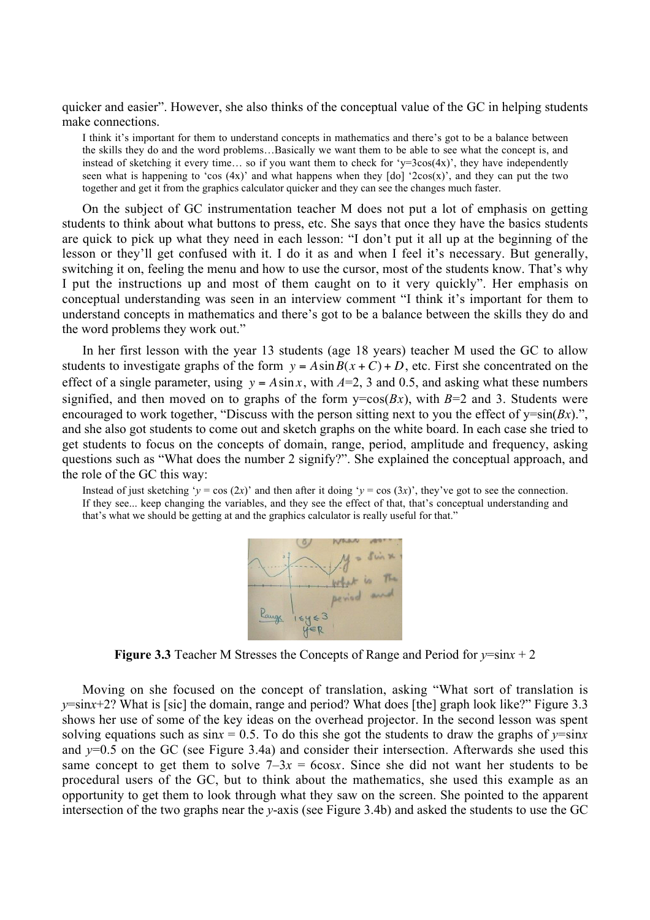quicker and easier". However, she also thinks of the conceptual value of the GC in helping students make connections.

> I think it's important for them to understand concepts in mathematics and there's got to be a balance between the skills they do and the word problems…Basically we want them to be able to see what the concept is, and instead of sketching it every time… so if you want them to check for '$y$=3cos(4$x$)', they have independently seen what is happening to 'cos (4$x$)' and what happens when they [do] '2cos($x$)', and they can put the two together and get it from the graphics calculator quicker and they can see the changes much faster.

On the subject of GC instrumentation teacher M does not put a lot of emphasis on getting students to think about what buttons to press, etc. She says that once they have the basics students are quick to pick up what they need in each lesson: "I don't put it all up at the beginning of the lesson or they'll get confused with it. I do it as and when I feel it's necessary. But generally, switching it on, feeling the menu and how to use the cursor, most of the students know. That's why I put the instructions up and most of them caught on to it very quickly". Her emphasis on conceptual understanding was seen in an interview comment "I think it's important for them to understand concepts in mathematics and there's got to be a balance between the skills they do and the word problems they work out."

In her first lesson with the year 13 students (age 18 years) teacher M used the GC to allow students to investigate graphs of the form $y = A\sin B(x+C) + D$, etc. First she concentrated on the effect of a single parameter, using $y = A\sin x$, with $A$=2, 3 and 0.5, and asking what these numbers signified, and then moved on to graphs of the form y=cos($Bx$), with $B$=2 and 3. Students were encouraged to work together, "Discuss with the person sitting next to you the effect of y=sin($Bx$).", and she also got students to come out and sketch graphs on the white board. In each case she tried to get students to focus on the concepts of domain, range, period, amplitude and frequency, asking questions such as "What does the number 2 signify?". She explained the conceptual approach, and the role of the GC this way:

> Instead of just sketching '$y$ = cos (2$x$)' and then after it doing '$y$ = cos (3$x$)', they've got to see the connection. If they see... keep changing the variables, and they see the effect of that, that's conceptual understanding and that's what we should be getting at and the graphics calculator is really useful for that."

**Figure 3.3** Teacher M Stresses the Concepts of Range and Period for $y$=sin$x$ + 2

Moving on she focused on the concept of translation, asking "What sort of translation is $y$=sin$x$+2? What is [sic] the domain, range and period? What does [the] graph look like?" Figure 3.3 shows her use of some of the key ideas on the overhead projector. In the second lesson was spent solving equations such as sin$x$ = 0.5. To do this she got the students to draw the graphs of $y$=sin$x$ and $y$=0.5 on the GC (see Figure 3.4a) and consider their intersection. Afterwards she used this same concept to get them to solve 7–3$x$ = 6cos$x$. Since she did not want her students to be procedural users of the GC, but to think about the mathematics, she used this example as an opportunity to get them to look through what they saw on the screen. She pointed to the apparent intersection of the two graphs near the $y$-axis (see Figure 3.4b) and asked the students to use the GC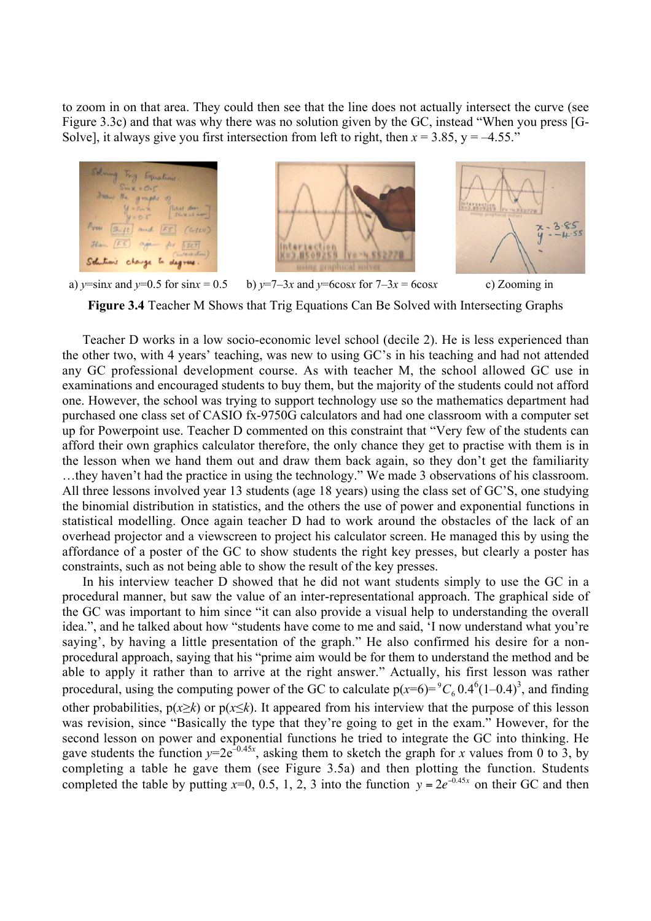to zoom in on that area. They could then see that the line does not actually intersect the curve (see Figure 3.3c) and that was why there was no solution given by the GC, instead "When you press [G-Solve], it always give you first intersection from left to right, then $x = 3.85$, $y = -4.55$."

a) $y=\sin x$ and $y=0.5$ for $\sin x = 0.5$ b) $y=7-3x$ and $y=6\cos x$ for $7-3x = 6\cos x$ c) Zooming in

**Figure 3.4** Teacher M Shows that Trig Equations Can Be Solved with Intersecting Graphs

Teacher D works in a low socio-economic level school (decile 2). He is less experienced than the other two, with 4 years' teaching, was new to using GC's in his teaching and had not attended any GC professional development course. As with teacher M, the school allowed GC use in examinations and encouraged students to buy them, but the majority of the students could not afford one. However, the school was trying to support technology use so the mathematics department had purchased one class set of CASIO fx-9750G calculators and had one classroom with a computer set up for Powerpoint use. Teacher D commented on this constraint that "Very few of the students can afford their own graphics calculator therefore, the only chance they get to practise with them is in the lesson when we hand them out and draw them back again, so they don't get the familiarity …they haven't had the practice in using the technology." We made 3 observations of his classroom. All three lessons involved year 13 students (age 18 years) using the class set of GC'S, one studying the binomial distribution in statistics, and the others the use of power and exponential functions in statistical modelling. Once again teacher D had to work around the obstacles of the lack of an overhead projector and a viewscreen to project his calculator screen. He managed this by using the affordance of a poster of the GC to show students the right key presses, but clearly a poster has constraints, such as not being able to show the result of the key presses.

In his interview teacher D showed that he did not want students simply to use the GC in a procedural manner, but saw the value of an inter-representational approach. The graphical side of the GC was important to him since "it can also provide a visual help to understanding the overall idea.", and he talked about how "students have come to me and said, 'I now understand what you're saying', by having a little presentation of the graph." He also confirmed his desire for a non-procedural approach, saying that his "prime aim would be for them to understand the method and be able to apply it rather than to arrive at the right answer." Actually, his first lesson was rather procedural, using the computing power of the GC to calculate $p(x=6)={}^{9}C_{6}\,0.4^{6}(1-0.4)^{3}$, and finding other probabilities, $p(x \geq k)$ or $p(x \leq k)$. It appeared from his interview that the purpose of this lesson was revision, since "Basically the type that they're going to get in the exam." However, for the second lesson on power and exponential functions he tried to integrate the GC into thinking. He gave students the function $y=2e^{-0.45x}$, asking them to sketch the graph for $x$ values from 0 to 3, by completing a table he gave them (see Figure 3.5a) and then plotting the function. Students completed the table by putting $x=0, 0.5, 1, 2, 3$ into the function $y = 2e^{-0.45x}$ on their GC and then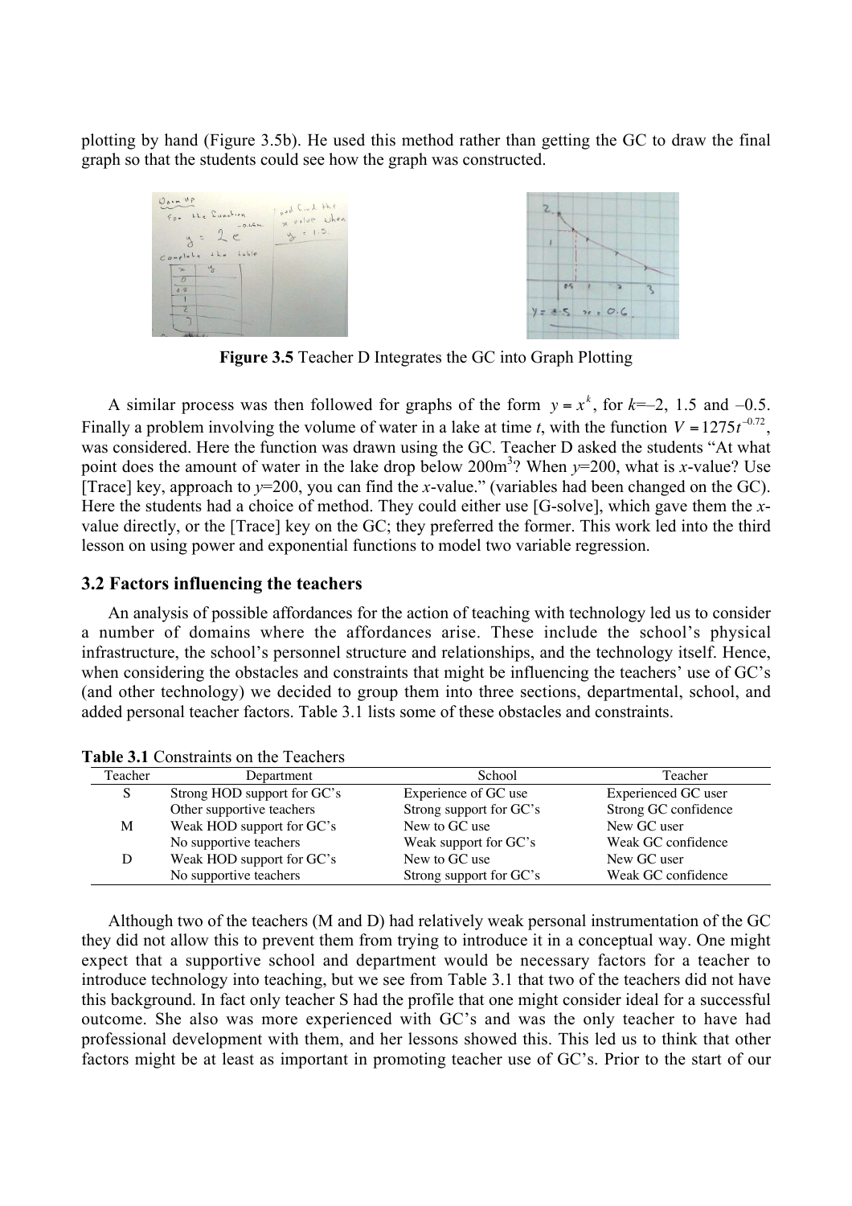plotting by hand (Figure 3.5b). He used this method rather than getting the GC to draw the final graph so that the students could see how the graph was constructed.

**Figure 3.5** Teacher D Integrates the GC into Graph Plotting

A similar process was then followed for graphs of the form $y = x^k$, for $k$=–2, 1.5 and –0.5. Finally a problem involving the volume of water in a lake at time $t$, with the function $V = 1275t^{-0.72}$, was considered. Here the function was drawn using the GC. Teacher D asked the students "At what point does the amount of water in the lake drop below 200m$^3$? When $y$=200, what is $x$-value? Use [Trace] key, approach to $y$=200, you can find the $x$-value." (variables had been changed on the GC). Here the students had a choice of method. They could either use [G-solve], which gave them the $x$-value directly, or the [Trace] key on the GC; they preferred the former. This work led into the third lesson on using power and exponential functions to model two variable regression.

### 3.2 Factors influencing the teachers

An analysis of possible affordances for the action of teaching with technology led us to consider a number of domains where the affordances arise. These include the school's physical infrastructure, the school's personnel structure and relationships, and the technology itself. Hence, when considering the obstacles and constraints that might be influencing the teachers' use of GC's (and other technology) we decided to group them into three sections, departmental, school, and added personal teacher factors. Table 3.1 lists some of these obstacles and constraints.

**Table 3.1** Constraints on the Teachers

| Teacher | Department | School | Teacher |
|---|---|---|---|
| S | Strong HOD support for GC's | Experience of GC use | Experienced GC user |
| | Other supportive teachers | Strong support for GC's | Strong GC confidence |
| M | Weak HOD support for GC's | New to GC use | New GC user |
| | No supportive teachers | Weak support for GC's | Weak GC confidence |
| D | Weak HOD support for GC's | New to GC use | New GC user |
| | No supportive teachers | Strong support for GC's | Weak GC confidence |

Although two of the teachers (M and D) had relatively weak personal instrumentation of the GC they did not allow this to prevent them from trying to introduce it in a conceptual way. One might expect that a supportive school and department would be necessary factors for a teacher to introduce technology into teaching, but we see from Table 3.1 that two of the teachers did not have this background. In fact only teacher S had the profile that one might consider ideal for a successful outcome. She also was more experienced with GC's and was the only teacher to have had professional development with them, and her lessons showed this. This led us to think that other factors might be at least as important in promoting teacher use of GC's. Prior to the start of our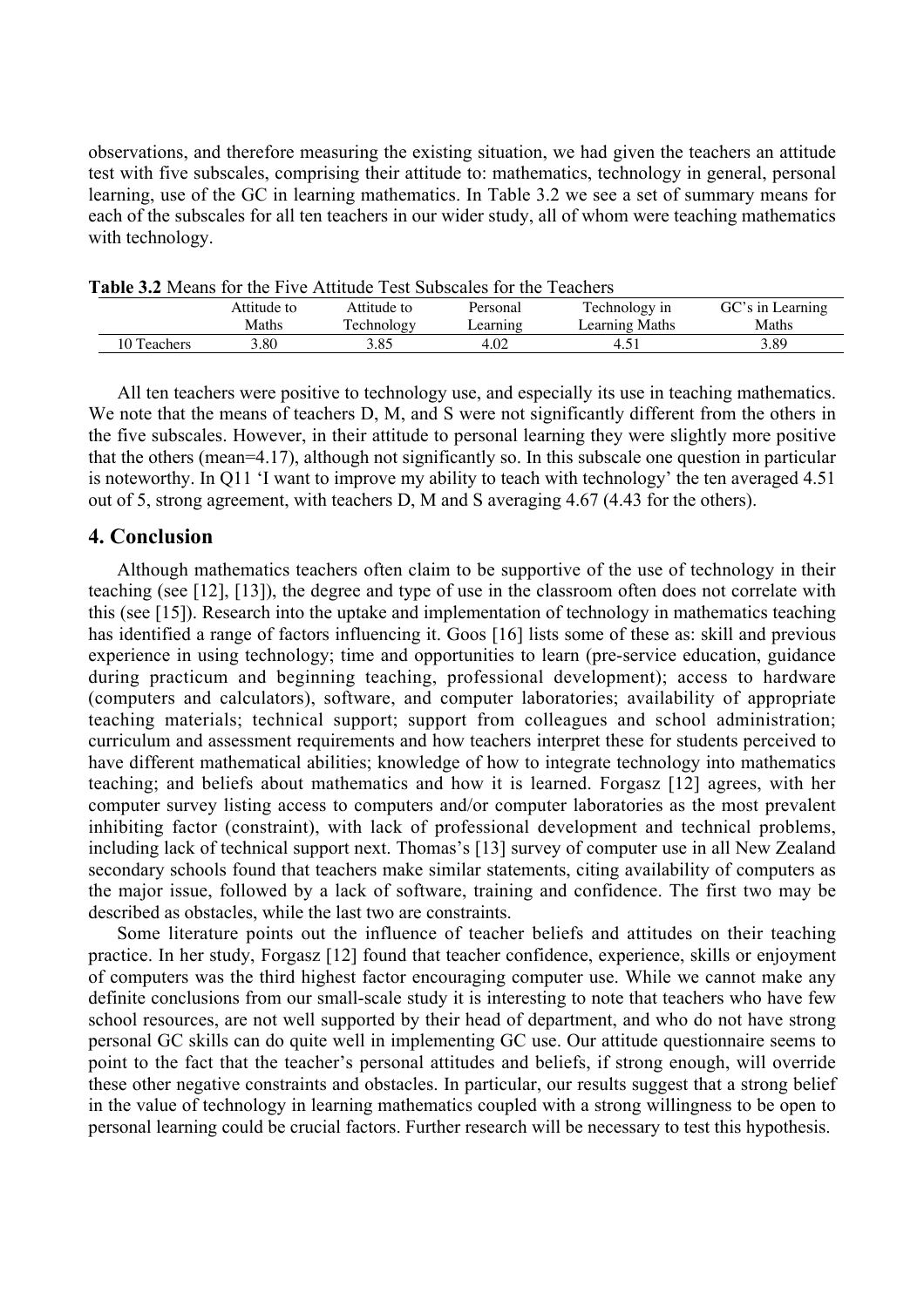observations, and therefore measuring the existing situation, we had given the teachers an attitude test with five subscales, comprising their attitude to: mathematics, technology in general, personal learning, use of the GC in learning mathematics. In Table 3.2 we see a set of summary means for each of the subscales for all ten teachers in our wider study, all of whom were teaching mathematics with technology.

**Table 3.2** Means for the Five Attitude Test Subscales for the Teachers

| | Attitude to Maths | Attitude to Technology | Personal Learning | Technology in Learning Maths | GC's in Learning Maths |
|---|---|---|---|---|---|
| 10 Teachers | 3.80 | 3.85 | 4.02 | 4.51 | 3.89 |

All ten teachers were positive to technology use, and especially its use in teaching mathematics. We note that the means of teachers D, M, and S were not significantly different from the others in the five subscales. However, in their attitude to personal learning they were slightly more positive that the others (mean=4.17), although not significantly so. In this subscale one question in particular is noteworthy. In Q11 'I want to improve my ability to teach with technology' the ten averaged 4.51 out of 5, strong agreement, with teachers D, M and S averaging 4.67 (4.43 for the others).

## 4. Conclusion

Although mathematics teachers often claim to be supportive of the use of technology in their teaching (see [12], [13]), the degree and type of use in the classroom often does not correlate with this (see [15]). Research into the uptake and implementation of technology in mathematics teaching has identified a range of factors influencing it. Goos [16] lists some of these as: skill and previous experience in using technology; time and opportunities to learn (pre-service education, guidance during practicum and beginning teaching, professional development); access to hardware (computers and calculators), software, and computer laboratories; availability of appropriate teaching materials; technical support; support from colleagues and school administration; curriculum and assessment requirements and how teachers interpret these for students perceived to have different mathematical abilities; knowledge of how to integrate technology into mathematics teaching; and beliefs about mathematics and how it is learned. Forgasz [12] agrees, with her computer survey listing access to computers and/or computer laboratories as the most prevalent inhibiting factor (constraint), with lack of professional development and technical problems, including lack of technical support next. Thomas's [13] survey of computer use in all New Zealand secondary schools found that teachers make similar statements, citing availability of computers as the major issue, followed by a lack of software, training and confidence. The first two may be described as obstacles, while the last two are constraints.

Some literature points out the influence of teacher beliefs and attitudes on their teaching practice. In her study, Forgasz [12] found that teacher confidence, experience, skills or enjoyment of computers was the third highest factor encouraging computer use. While we cannot make any definite conclusions from our small-scale study it is interesting to note that teachers who have few school resources, are not well supported by their head of department, and who do not have strong personal GC skills can do quite well in implementing GC use. Our attitude questionnaire seems to point to the fact that the teacher's personal attitudes and beliefs, if strong enough, will override these other negative constraints and obstacles. In particular, our results suggest that a strong belief in the value of technology in learning mathematics coupled with a strong willingness to be open to personal learning could be crucial factors. Further research will be necessary to test this hypothesis.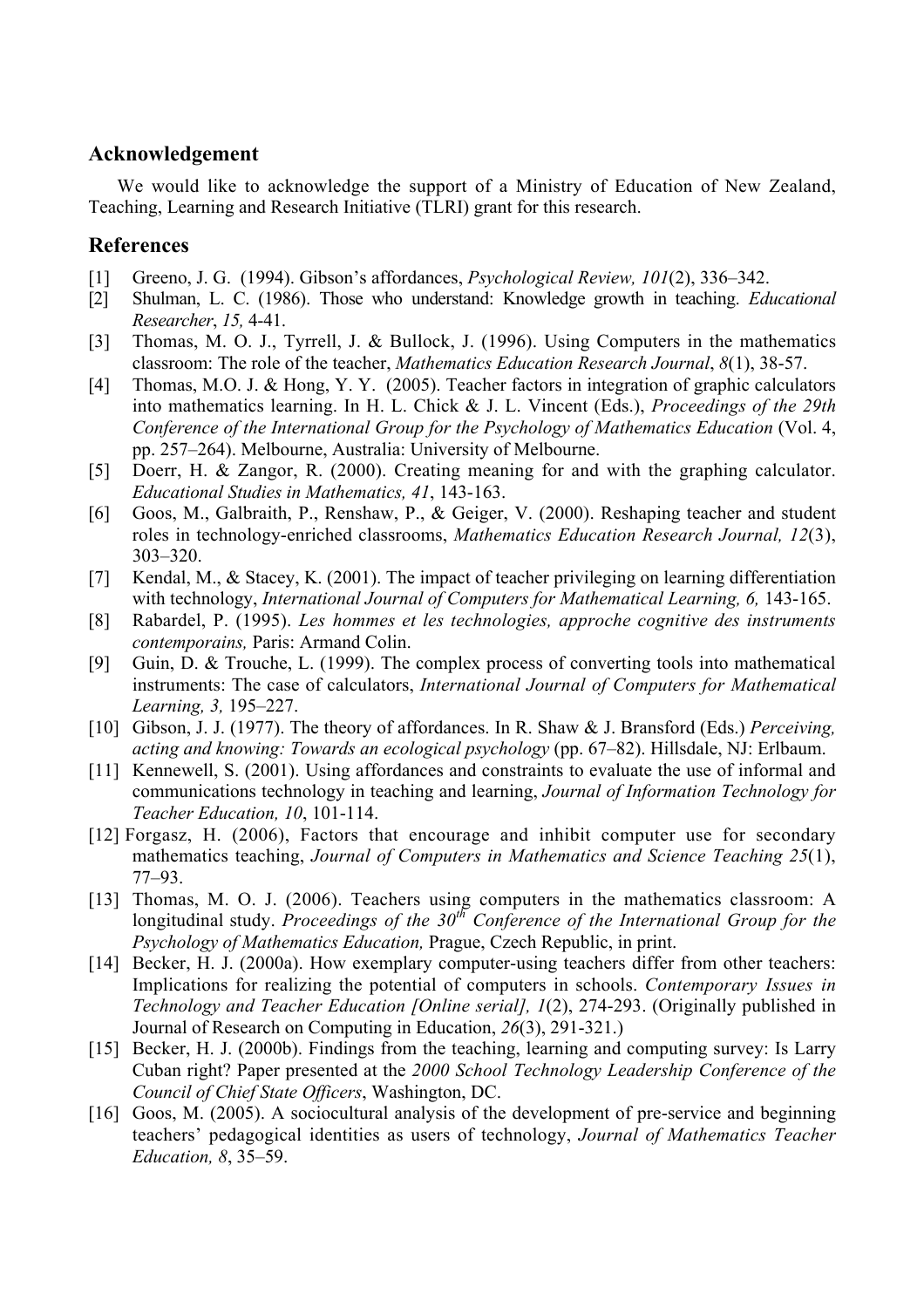## Acknowledgement

We would like to acknowledge the support of a Ministry of Education of New Zealand, Teaching, Learning and Research Initiative (TLRI) grant for this research.

## References

[1] Greeno, J. G. (1994). Gibson's affordances, *Psychological Review, 101*(2), 336–342.

[2] Shulman, L. C. (1986). Those who understand: Knowledge growth in teaching. *Educational Researcher*, *15,* 4-41.

[3] Thomas, M. O. J., Tyrrell, J. & Bullock, J. (1996). Using Computers in the mathematics classroom: The role of the teacher, *Mathematics Education Research Journal*, *8*(1), 38-57.

[4] Thomas, M.O. J. & Hong, Y. Y. (2005). Teacher factors in integration of graphic calculators into mathematics learning. In H. L. Chick & J. L. Vincent (Eds.), *Proceedings of the 29th Conference of the International Group for the Psychology of Mathematics Education* (Vol. 4, pp. 257–264). Melbourne, Australia: University of Melbourne.

[5] Doerr, H. & Zangor, R. (2000). Creating meaning for and with the graphing calculator. *Educational Studies in Mathematics, 41*, 143-163.

[6] Goos, M., Galbraith, P., Renshaw, P., & Geiger, V. (2000). Reshaping teacher and student roles in technology-enriched classrooms, *Mathematics Education Research Journal, 12*(3), 303–320.

[7] Kendal, M., & Stacey, K. (2001). The impact of teacher privileging on learning differentiation with technology, *International Journal of Computers for Mathematical Learning, 6,* 143-165.

[8] Rabardel, P. (1995). *Les hommes et les technologies, approche cognitive des instruments contemporains,* Paris: Armand Colin.

[9] Guin, D. & Trouche, L. (1999). The complex process of converting tools into mathematical instruments: The case of calculators, *International Journal of Computers for Mathematical Learning, 3,* 195–227.

[10] Gibson, J. J. (1977). The theory of affordances. In R. Shaw & J. Bransford (Eds.) *Perceiving, acting and knowing: Towards an ecological psychology* (pp. 67–82). Hillsdale, NJ: Erlbaum.

[11] Kennewell, S. (2001). Using affordances and constraints to evaluate the use of informal and communications technology in teaching and learning, *Journal of Information Technology for Teacher Education, 10*, 101-114.

[12] Forgasz, H. (2006), Factors that encourage and inhibit computer use for secondary mathematics teaching, *Journal of Computers in Mathematics and Science Teaching 25*(1), 77–93.

[13] Thomas, M. O. J. (2006). Teachers using computers in the mathematics classroom: A longitudinal study. *Proceedings of the 30th Conference of the International Group for the Psychology of Mathematics Education,* Prague, Czech Republic, in print.

[14] Becker, H. J. (2000a). How exemplary computer-using teachers differ from other teachers: Implications for realizing the potential of computers in schools. *Contemporary Issues in Technology and Teacher Education [Online serial], 1*(2), 274-293. (Originally published in Journal of Research on Computing in Education, *26*(3), 291-321.)

[15] Becker, H. J. (2000b). Findings from the teaching, learning and computing survey: Is Larry Cuban right? Paper presented at the *2000 School Technology Leadership Conference of the Council of Chief State Officers*, Washington, DC.

[16] Goos, M. (2005). A sociocultural analysis of the development of pre-service and beginning teachers' pedagogical identities as users of technology, *Journal of Mathematics Teacher Education, 8*, 35–59.